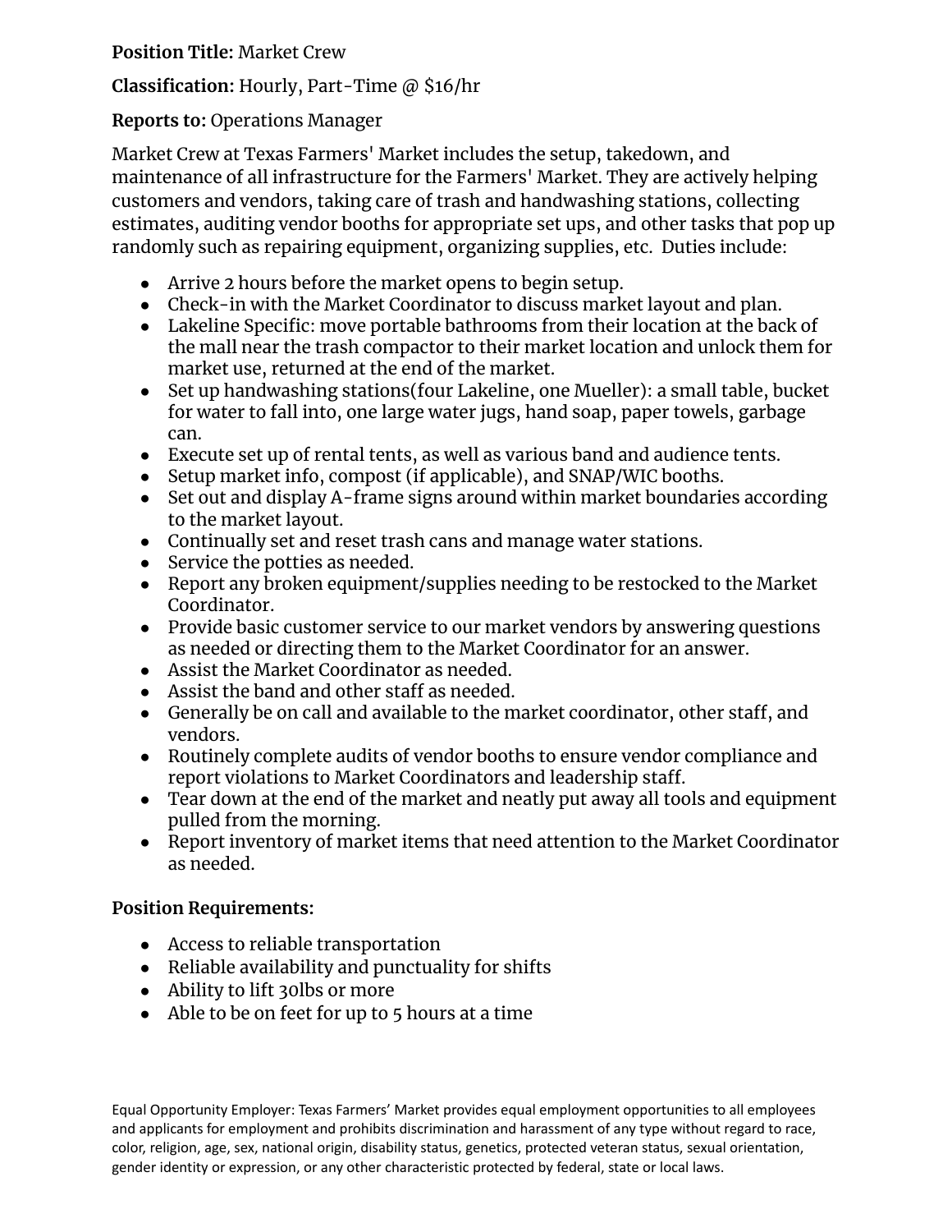**Position Title:** Market Crew

**Classification:** Hourly, Part-Time @ $16/hr

**Reports to:** Operations Manager

Market Crew at Texas Farmers' Market includes the setup, takedown, and maintenance of all infrastructure for the Farmers' Market. They are actively helping customers and vendors, taking care of trash and handwashing stations, collecting estimates, auditing vendor booths for appropriate set ups, and other tasks that pop up randomly such as repairing equipment, organizing supplies, etc.  Duties include:

- Arrive 2 hours before the market opens to begin setup.
- Check-in with the Market Coordinator to discuss market layout and plan.
- Lakeline Specific: move portable bathrooms from their location at the back of the mall near the trash compactor to their market location and unlock them for market use, returned at the end of the market.
- Set up handwashing stations(four Lakeline, one Mueller): a small table, bucket for water to fall into, one large water jugs, hand soap, paper towels, garbage can.
- Execute set up of rental tents, as well as various band and audience tents.
- Setup market info, compost (if applicable), and SNAP/WIC booths.
- Set out and display A-frame signs around within market boundaries according to the market layout.
- Continually set and reset trash cans and manage water stations.
- Service the potties as needed.
- Report any broken equipment/supplies needing to be restocked to the Market Coordinator.
- Provide basic customer service to our market vendors by answering questions as needed or directing them to the Market Coordinator for an answer.
- Assist the Market Coordinator as needed.
- Assist the band and other staff as needed.
- Generally be on call and available to the market coordinator, other staff, and vendors.
- Routinely complete audits of vendor booths to ensure vendor compliance and report violations to Market Coordinators and leadership staff.
- Tear down at the end of the market and neatly put away all tools and equipment pulled from the morning.
- Report inventory of market items that need attention to the Market Coordinator as needed.

**Position Requirements:**

- Access to reliable transportation
- Reliable availability and punctuality for shifts
- Ability to lift 30lbs or more
- Able to be on feet for up to 5 hours at a time

Equal Opportunity Employer: Texas Farmers' Market provides equal employment opportunities to all employees and applicants for employment and prohibits discrimination and harassment of any type without regard to race, color, religion, age, sex, national origin, disability status, genetics, protected veteran status, sexual orientation, gender identity or expression, or any other characteristic protected by federal, state or local laws.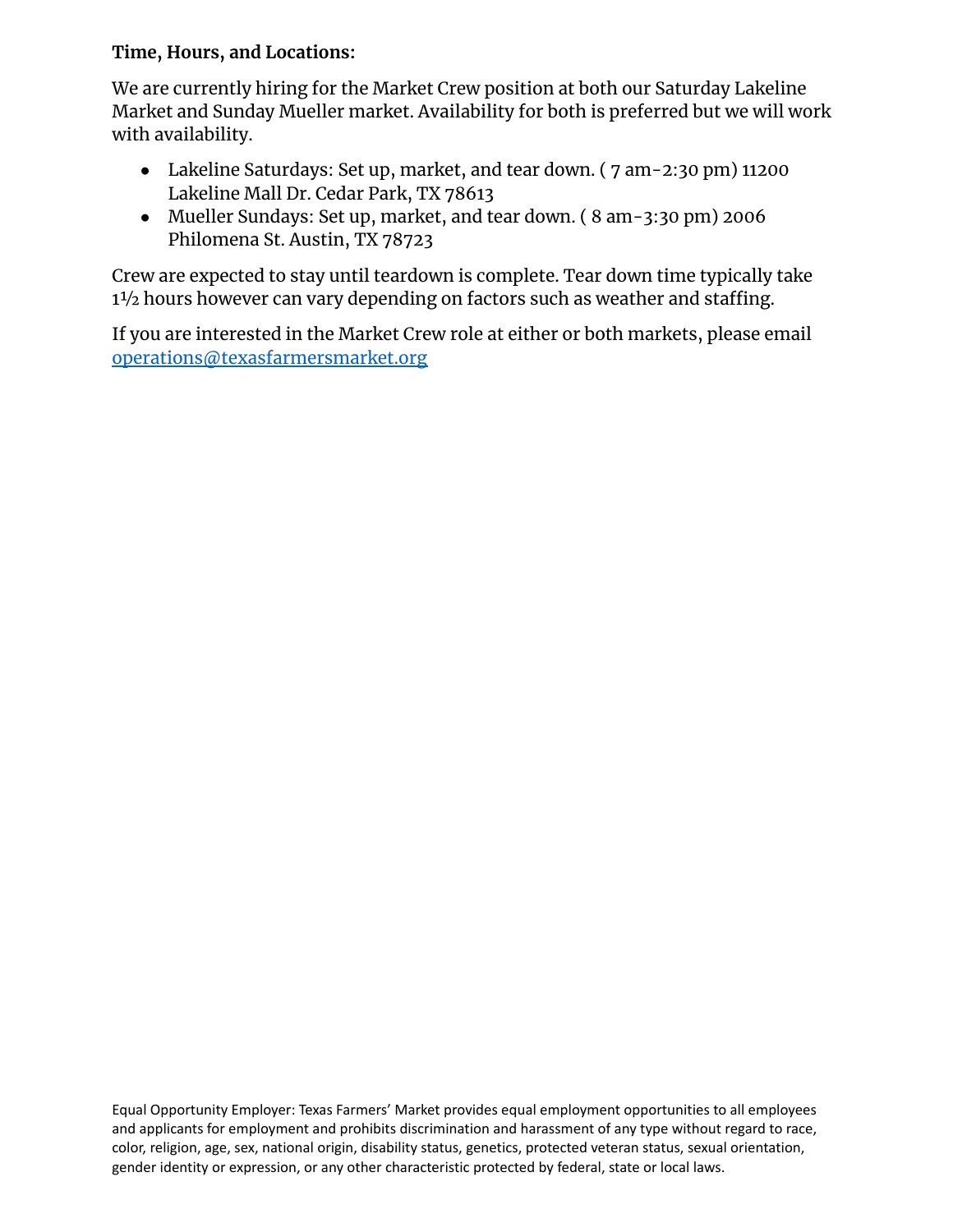**Time, Hours, and Locations:**

We are currently hiring for the Market Crew position at both our Saturday Lakeline Market and Sunday Mueller market. Availability for both is preferred but we will work with availability.

- Lakeline Saturdays: Set up, market, and tear down. ( 7 am-2:30 pm) 11200 Lakeline Mall Dr. Cedar Park, TX 78613
- Mueller Sundays: Set up, market, and tear down. ( 8 am-3:30 pm) 2006 Philomena St. Austin, TX 78723

Crew are expected to stay until teardown is complete. Tear down time typically take 1½ hours however can vary depending on factors such as weather and staffing.

If you are interested in the Market Crew role at either or both markets, please email operations@texasfarmersmarket.org

Equal Opportunity Employer: Texas Farmers' Market provides equal employment opportunities to all employees and applicants for employment and prohibits discrimination and harassment of any type without regard to race, color, religion, age, sex, national origin, disability status, genetics, protected veteran status, sexual orientation, gender identity or expression, or any other characteristic protected by federal, state or local laws.